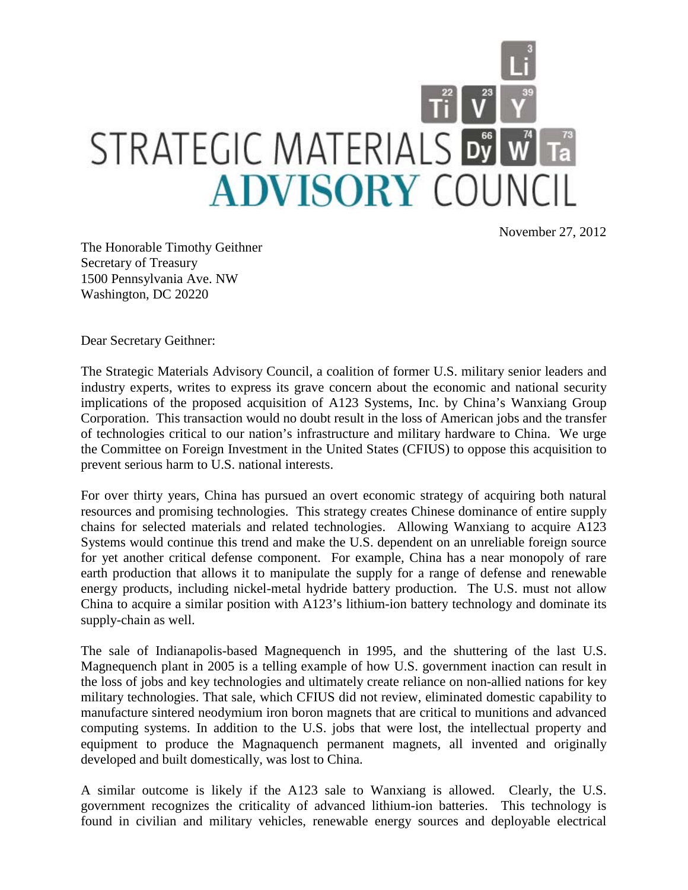# STRATEGIC MATERIALS ADVISORY COUNCIL

November 27, 2012

The Honorable Timothy Geithner
Secretary of Treasury
1500 Pennsylvania Ave. NW
Washington, DC 20220

Dear Secretary Geithner:

The Strategic Materials Advisory Council, a coalition of former U.S. military senior leaders and industry experts, writes to express its grave concern about the economic and national security implications of the proposed acquisition of A123 Systems, Inc. by China's Wanxiang Group Corporation. This transaction would no doubt result in the loss of American jobs and the transfer of technologies critical to our nation's infrastructure and military hardware to China. We urge the Committee on Foreign Investment in the United States (CFIUS) to oppose this acquisition to prevent serious harm to U.S. national interests.

For over thirty years, China has pursued an overt economic strategy of acquiring both natural resources and promising technologies. This strategy creates Chinese dominance of entire supply chains for selected materials and related technologies. Allowing Wanxiang to acquire A123 Systems would continue this trend and make the U.S. dependent on an unreliable foreign source for yet another critical defense component. For example, China has a near monopoly of rare earth production that allows it to manipulate the supply for a range of defense and renewable energy products, including nickel-metal hydride battery production. The U.S. must not allow China to acquire a similar position with A123's lithium-ion battery technology and dominate its supply-chain as well.

The sale of Indianapolis-based Magnequench in 1995, and the shuttering of the last U.S. Magnequench plant in 2005 is a telling example of how U.S. government inaction can result in the loss of jobs and key technologies and ultimately create reliance on non-allied nations for key military technologies. That sale, which CFIUS did not review, eliminated domestic capability to manufacture sintered neodymium iron boron magnets that are critical to munitions and advanced computing systems. In addition to the U.S. jobs that were lost, the intellectual property and equipment to produce the Magnaquench permanent magnets, all invented and originally developed and built domestically, was lost to China.

A similar outcome is likely if the A123 sale to Wanxiang is allowed. Clearly, the U.S. government recognizes the criticality of advanced lithium-ion batteries. This technology is found in civilian and military vehicles, renewable energy sources and deployable electrical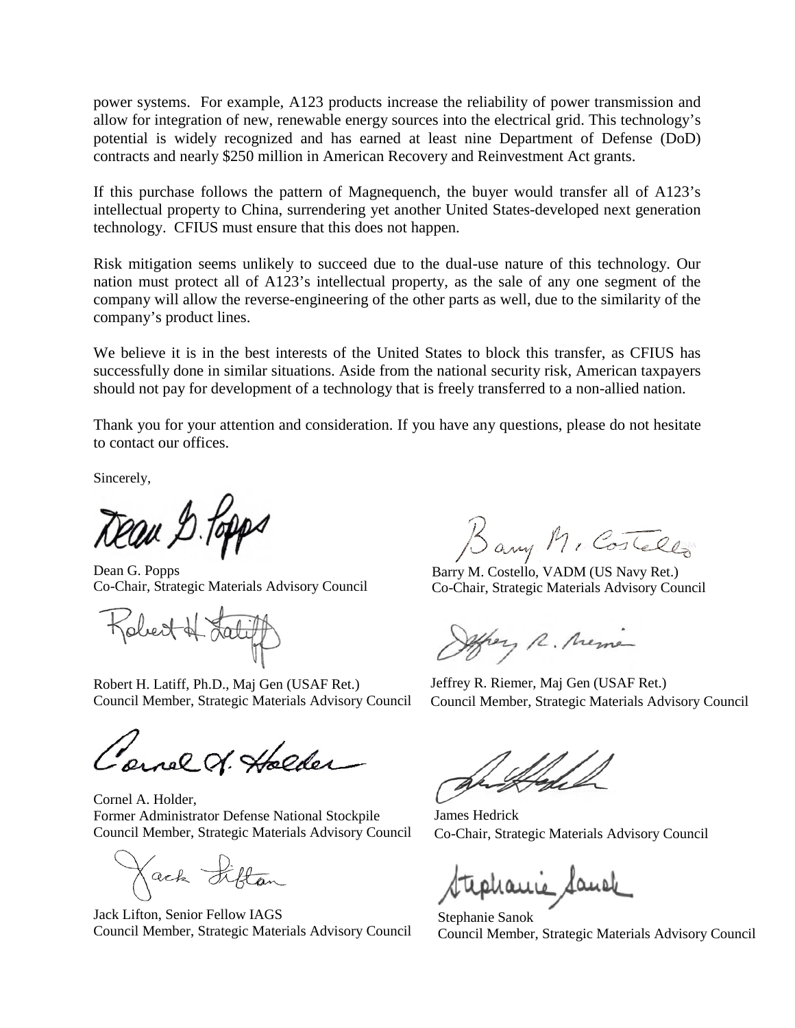power systems. For example, A123 products increase the reliability of power transmission and allow for integration of new, renewable energy sources into the electrical grid. This technology's potential is widely recognized and has earned at least nine Department of Defense (DoD) contracts and nearly $250 million in American Recovery and Reinvestment Act grants.

If this purchase follows the pattern of Magnequench, the buyer would transfer all of A123's intellectual property to China, surrendering yet another United States-developed next generation technology. CFIUS must ensure that this does not happen.

Risk mitigation seems unlikely to succeed due to the dual-use nature of this technology. Our nation must protect all of A123's intellectual property, as the sale of any one segment of the company will allow the reverse-engineering of the other parts as well, due to the similarity of the company's product lines.

We believe it is in the best interests of the United States to block this transfer, as CFIUS has successfully done in similar situations. Aside from the national security risk, American taxpayers should not pay for development of a technology that is freely transferred to a non-allied nation.

Thank you for your attention and consideration. If you have any questions, please do not hesitate to contact our offices.

Sincerely,

Dean G. Popps
Co-Chair, Strategic Materials Advisory Council

Barry M. Costello, VADM (US Navy Ret.)
Co-Chair, Strategic Materials Advisory Council

Robert H. Latiff, Ph.D., Maj Gen (USAF Ret.)
Council Member, Strategic Materials Advisory Council

Jeffrey R. Riemer, Maj Gen (USAF Ret.)
Council Member, Strategic Materials Advisory Council

Cornel A. Holder,
Former Administrator Defense National Stockpile
Council Member, Strategic Materials Advisory Council

James Hedrick
Co-Chair, Strategic Materials Advisory Council

Jack Lifton, Senior Fellow IAGS
Council Member, Strategic Materials Advisory Council

Stephanie Sanok
Council Member, Strategic Materials Advisory Council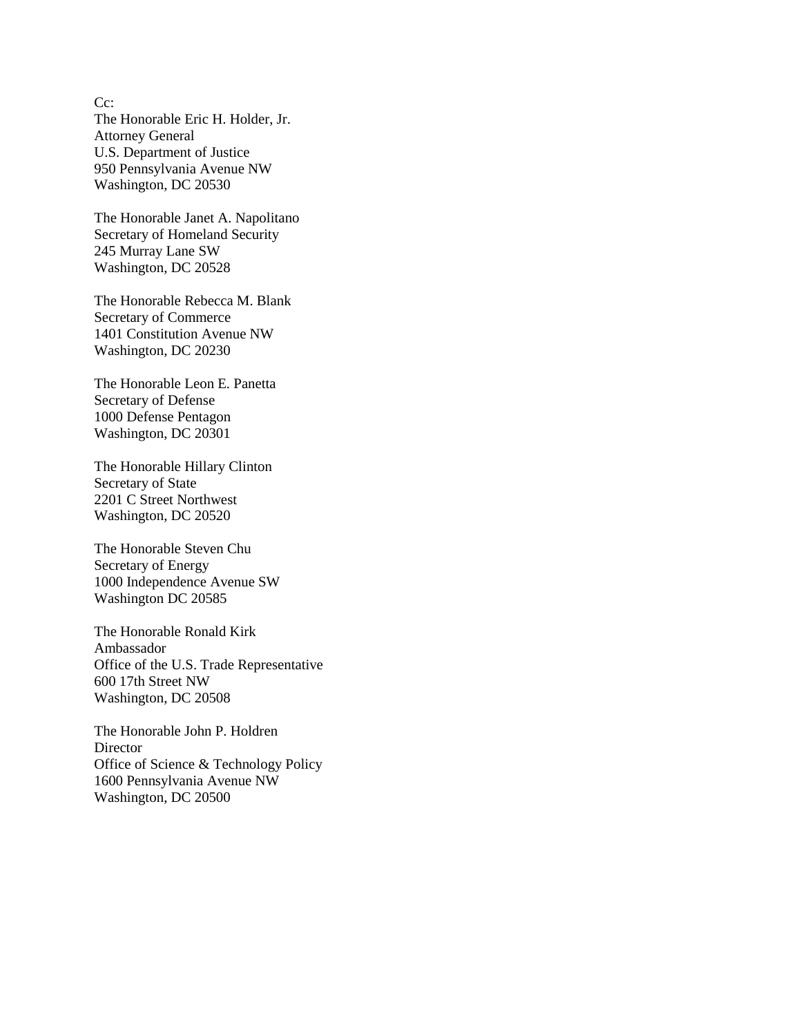Cc:
The Honorable Eric H. Holder, Jr.
Attorney General
U.S. Department of Justice
950 Pennsylvania Avenue NW
Washington, DC 20530

The Honorable Janet A. Napolitano
Secretary of Homeland Security
245 Murray Lane SW
Washington, DC 20528

The Honorable Rebecca M. Blank
Secretary of Commerce
1401 Constitution Avenue NW
Washington, DC 20230

The Honorable Leon E. Panetta
Secretary of Defense
1000 Defense Pentagon
Washington, DC 20301

The Honorable Hillary Clinton
Secretary of State
2201 C Street Northwest
Washington, DC 20520

The Honorable Steven Chu
Secretary of Energy
1000 Independence Avenue SW
Washington DC 20585

The Honorable Ronald Kirk
Ambassador
Office of the U.S. Trade Representative
600 17th Street NW
Washington, DC 20508

The Honorable John P. Holdren
Director
Office of Science & Technology Policy
1600 Pennsylvania Avenue NW
Washington, DC 20500